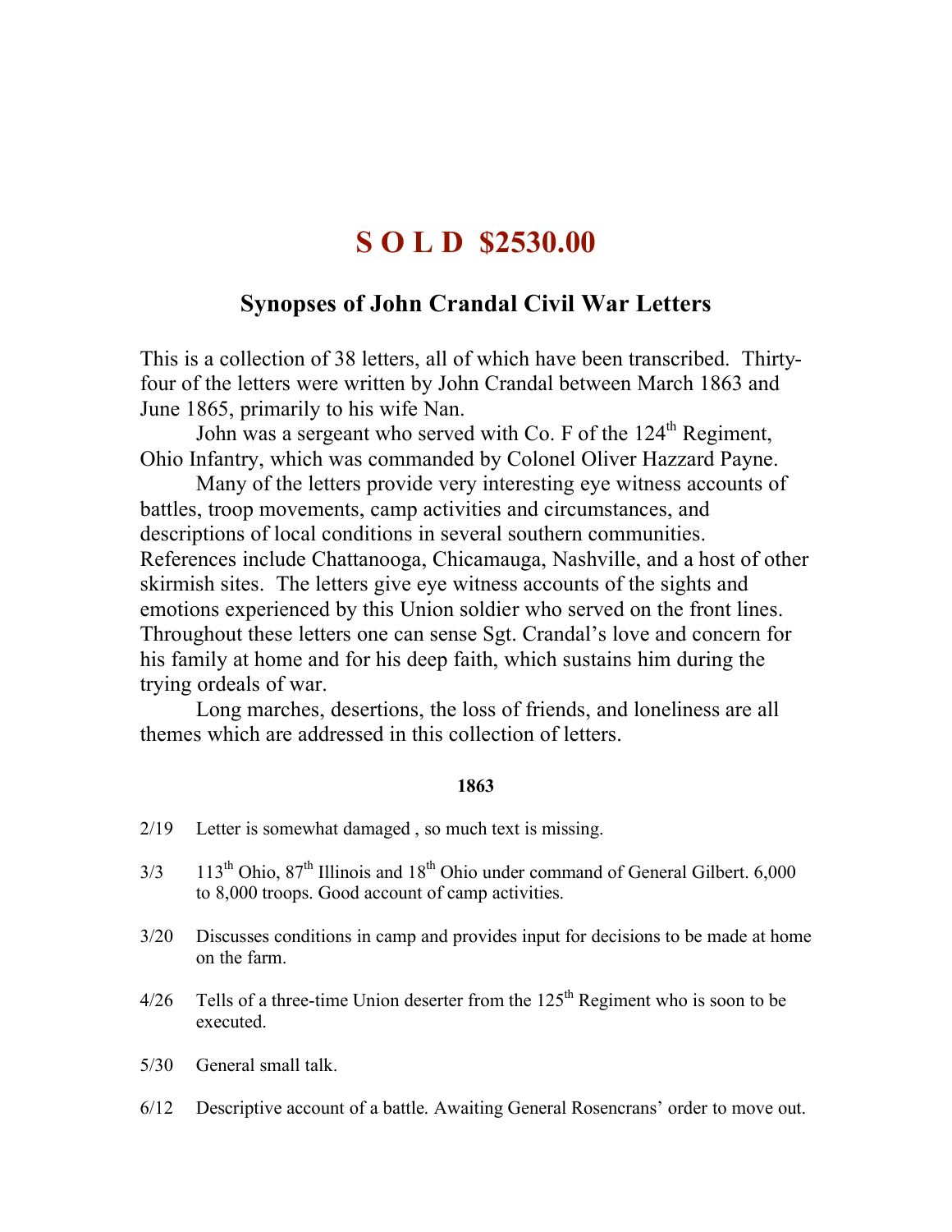# S O L D $2530.00

## Synopses of John Crandal Civil War Letters

This is a collection of 38 letters, all of which have been transcribed. Thirty-four of the letters were written by John Crandal between March 1863 and June 1865, primarily to his wife Nan.

John was a sergeant who served with Co. F of the 124th Regiment, Ohio Infantry, which was commanded by Colonel Oliver Hazzard Payne.

Many of the letters provide very interesting eye witness accounts of battles, troop movements, camp activities and circumstances, and descriptions of local conditions in several southern communities. References include Chattanooga, Chicamauga, Nashville, and a host of other skirmish sites. The letters give eye witness accounts of the sights and emotions experienced by this Union soldier who served on the front lines. Throughout these letters one can sense Sgt. Crandal's love and concern for his family at home and for his deep faith, which sustains him during the trying ordeals of war.

Long marches, desertions, the loss of friends, and loneliness are all themes which are addressed in this collection of letters.

**1863**

2/19 Letter is somewhat damaged , so much text is missing.

3/3 113th Ohio, 87th Illinois and 18th Ohio under command of General Gilbert. 6,000 to 8,000 troops. Good account of camp activities.

3/20 Discusses conditions in camp and provides input for decisions to be made at home on the farm.

4/26 Tells of a three-time Union deserter from the 125th Regiment who is soon to be executed.

5/30 General small talk.

6/12 Descriptive account of a battle. Awaiting General Rosencrans' order to move out.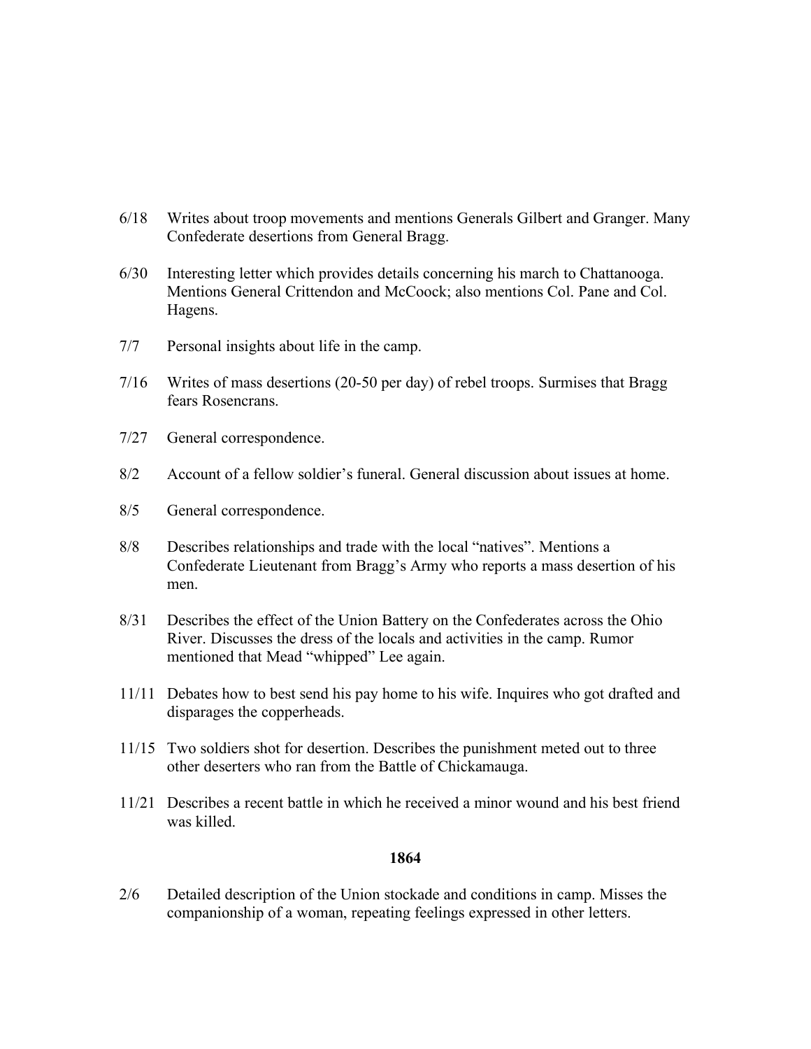6/18 Writes about troop movements and mentions Generals Gilbert and Granger. Many Confederate desertions from General Bragg.

6/30 Interesting letter which provides details concerning his march to Chattanooga. Mentions General Crittendon and McCoock; also mentions Col. Pane and Col. Hagens.

7/7 Personal insights about life in the camp.

7/16 Writes of mass desertions (20-50 per day) of rebel troops. Surmises that Bragg fears Rosencrans.

7/27 General correspondence.

8/2 Account of a fellow soldier's funeral. General discussion about issues at home.

8/5 General correspondence.

8/8 Describes relationships and trade with the local "natives". Mentions a Confederate Lieutenant from Bragg's Army who reports a mass desertion of his men.

8/31 Describes the effect of the Union Battery on the Confederates across the Ohio River. Discusses the dress of the locals and activities in the camp. Rumor mentioned that Mead "whipped" Lee again.

11/11 Debates how to best send his pay home to his wife. Inquires who got drafted and disparages the copperheads.

11/15 Two soldiers shot for desertion. Describes the punishment meted out to three other deserters who ran from the Battle of Chickamauga.

11/21 Describes a recent battle in which he received a minor wound and his best friend was killed.

**1864**

2/6 Detailed description of the Union stockade and conditions in camp. Misses the companionship of a woman, repeating feelings expressed in other letters.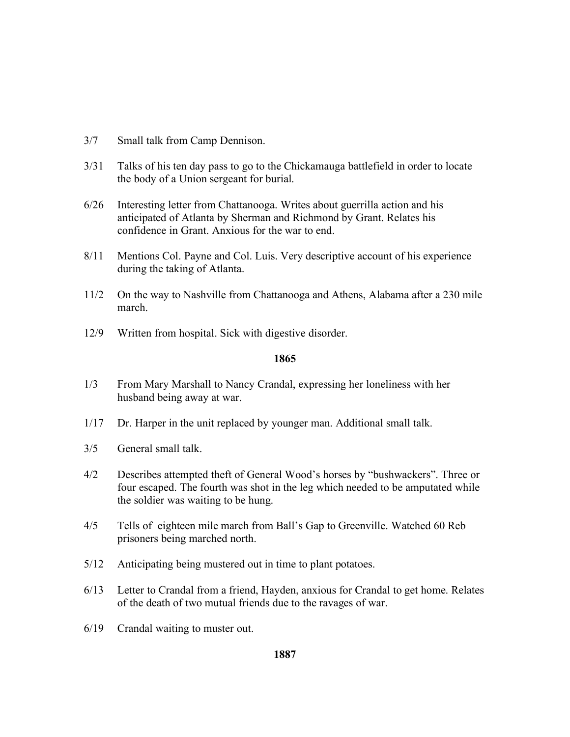3/7 Small talk from Camp Dennison.

3/31 Talks of his ten day pass to go to the Chickamauga battlefield in order to locate the body of a Union sergeant for burial.

6/26 Interesting letter from Chattanooga. Writes about guerrilla action and his anticipated of Atlanta by Sherman and Richmond by Grant. Relates his confidence in Grant. Anxious for the war to end.

8/11 Mentions Col. Payne and Col. Luis. Very descriptive account of his experience during the taking of Atlanta.

11/2 On the way to Nashville from Chattanooga and Athens, Alabama after a 230 mile march.

12/9 Written from hospital. Sick with digestive disorder.

**1865**

1/3 From Mary Marshall to Nancy Crandal, expressing her loneliness with her husband being away at war.

1/17 Dr. Harper in the unit replaced by younger man. Additional small talk.

3/5 General small talk.

4/2 Describes attempted theft of General Wood's horses by "bushwackers". Three or four escaped. The fourth was shot in the leg which needed to be amputated while the soldier was waiting to be hung.

4/5 Tells of eighteen mile march from Ball's Gap to Greenville. Watched 60 Reb prisoners being marched north.

5/12 Anticipating being mustered out in time to plant potatoes.

6/13 Letter to Crandal from a friend, Hayden, anxious for Crandal to get home. Relates of the death of two mutual friends due to the ravages of war.

6/19 Crandal waiting to muster out.

**1887**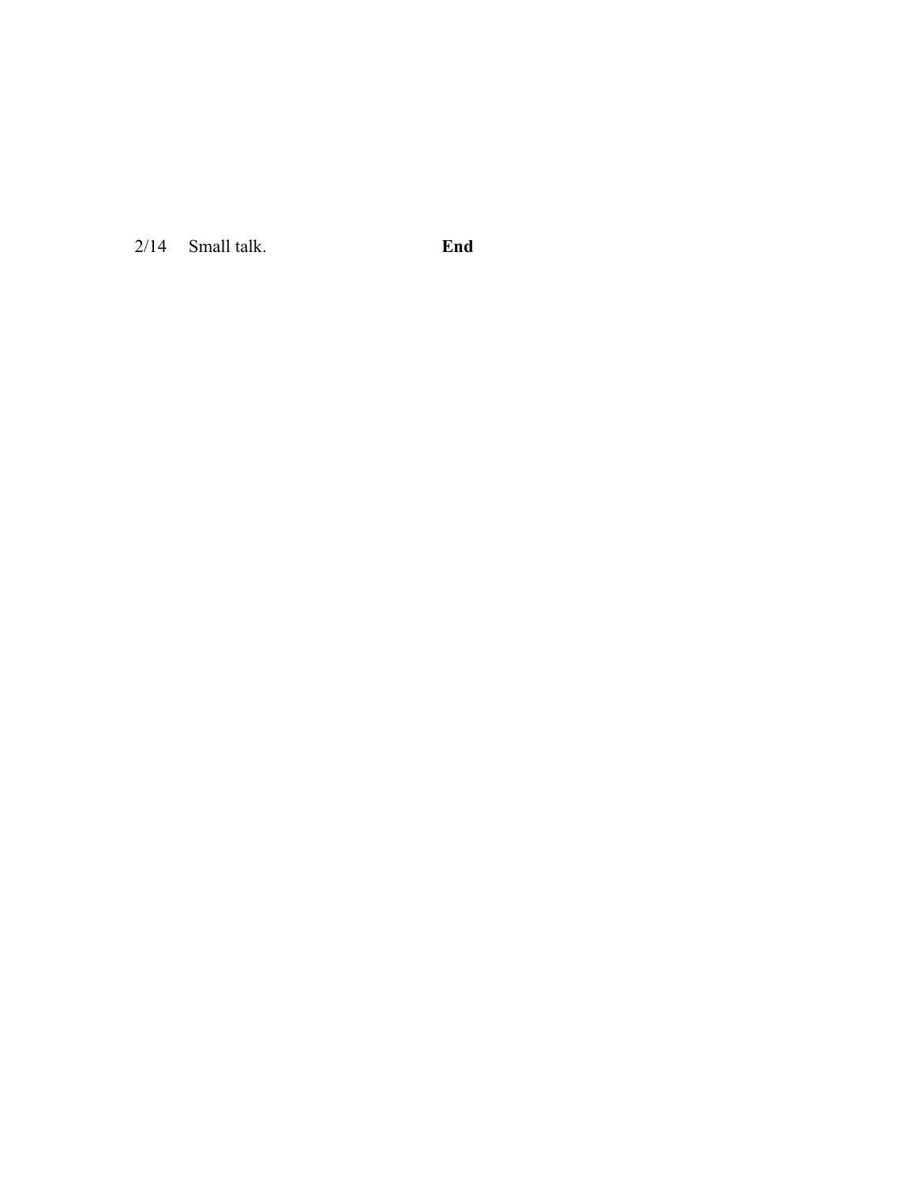2/14 Small talk. **End**